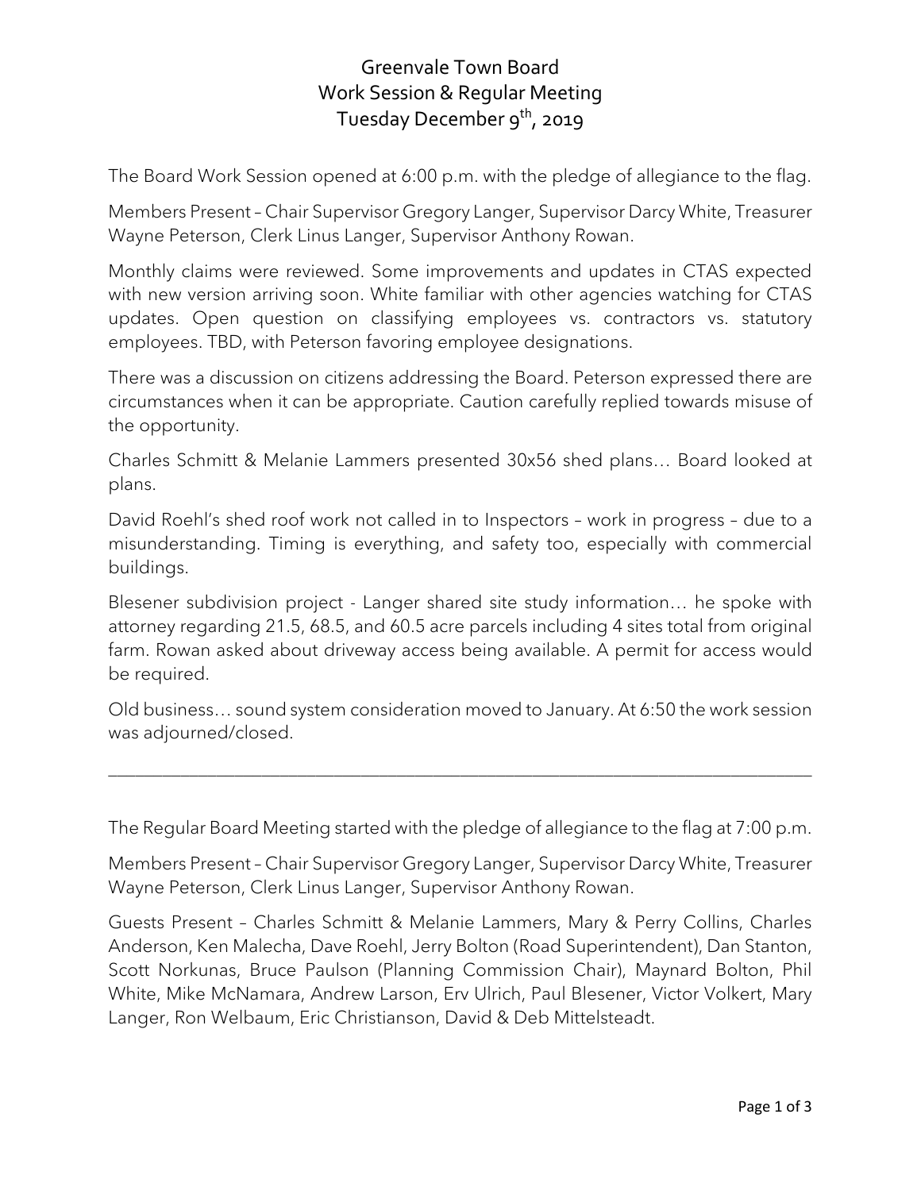# Greenvale Town Board
## Work Session & Regular Meeting
## Tuesday December 9th, 2019

The Board Work Session opened at 6:00 p.m. with the pledge of allegiance to the flag.

Members Present – Chair Supervisor Gregory Langer, Supervisor Darcy White, Treasurer Wayne Peterson, Clerk Linus Langer, Supervisor Anthony Rowan.

Monthly claims were reviewed. Some improvements and updates in CTAS expected with new version arriving soon. White familiar with other agencies watching for CTAS updates. Open question on classifying employees vs. contractors vs. statutory employees. TBD, with Peterson favoring employee designations.

There was a discussion on citizens addressing the Board. Peterson expressed there are circumstances when it can be appropriate. Caution carefully replied towards misuse of the opportunity.

Charles Schmitt & Melanie Lammers presented 30x56 shed plans… Board looked at plans.

David Roehl's shed roof work not called in to Inspectors – work in progress – due to a misunderstanding. Timing is everything, and safety too, especially with commercial buildings.

Blesener subdivision project - Langer shared site study information… he spoke with attorney regarding 21.5, 68.5, and 60.5 acre parcels including 4 sites total from original farm. Rowan asked about driveway access being available. A permit for access would be required.

Old business… sound system consideration moved to January. At 6:50 the work session was adjourned/closed.

---

The Regular Board Meeting started with the pledge of allegiance to the flag at 7:00 p.m.

Members Present – Chair Supervisor Gregory Langer, Supervisor Darcy White, Treasurer Wayne Peterson, Clerk Linus Langer, Supervisor Anthony Rowan.

Guests Present – Charles Schmitt & Melanie Lammers, Mary & Perry Collins, Charles Anderson, Ken Malecha, Dave Roehl, Jerry Bolton (Road Superintendent), Dan Stanton, Scott Norkunas, Bruce Paulson (Planning Commission Chair), Maynard Bolton, Phil White, Mike McNamara, Andrew Larson, Erv Ulrich, Paul Blesener, Victor Volkert, Mary Langer, Ron Welbaum, Eric Christianson, David & Deb Mittelsteadt.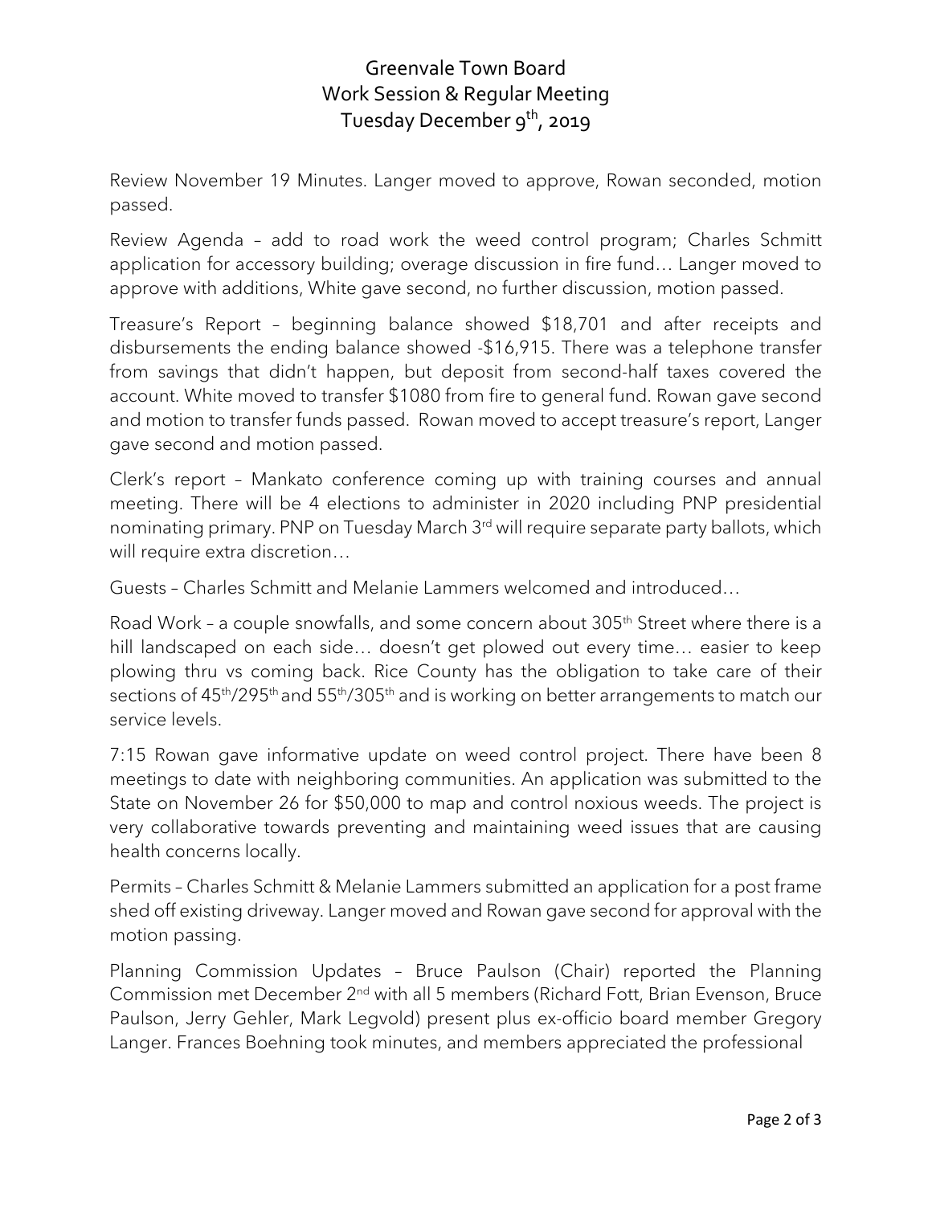# Greenvale Town Board
## Work Session & Regular Meeting
## Tuesday December 9th, 2019

Review November 19 Minutes. Langer moved to approve, Rowan seconded, motion passed.

Review Agenda – add to road work the weed control program; Charles Schmitt application for accessory building; overage discussion in fire fund… Langer moved to approve with additions, White gave second, no further discussion, motion passed.

Treasure's Report – beginning balance showed $18,701 and after receipts and disbursements the ending balance showed -$16,915. There was a telephone transfer from savings that didn't happen, but deposit from second-half taxes covered the account. White moved to transfer $1080 from fire to general fund. Rowan gave second and motion to transfer funds passed. Rowan moved to accept treasure's report, Langer gave second and motion passed.

Clerk's report – Mankato conference coming up with training courses and annual meeting. There will be 4 elections to administer in 2020 including PNP presidential nominating primary. PNP on Tuesday March 3rd will require separate party ballots, which will require extra discretion…

Guests – Charles Schmitt and Melanie Lammers welcomed and introduced…

Road Work – a couple snowfalls, and some concern about 305th Street where there is a hill landscaped on each side… doesn't get plowed out every time… easier to keep plowing thru vs coming back. Rice County has the obligation to take care of their sections of 45th/295th and 55th/305th and is working on better arrangements to match our service levels.

7:15 Rowan gave informative update on weed control project. There have been 8 meetings to date with neighboring communities. An application was submitted to the State on November 26 for $50,000 to map and control noxious weeds. The project is very collaborative towards preventing and maintaining weed issues that are causing health concerns locally.

Permits – Charles Schmitt & Melanie Lammers submitted an application for a post frame shed off existing driveway. Langer moved and Rowan gave second for approval with the motion passing.

Planning Commission Updates – Bruce Paulson (Chair) reported the Planning Commission met December 2nd with all 5 members (Richard Fott, Brian Evenson, Bruce Paulson, Jerry Gehler, Mark Legvold) present plus ex-officio board member Gregory Langer. Frances Boehning took minutes, and members appreciated the professional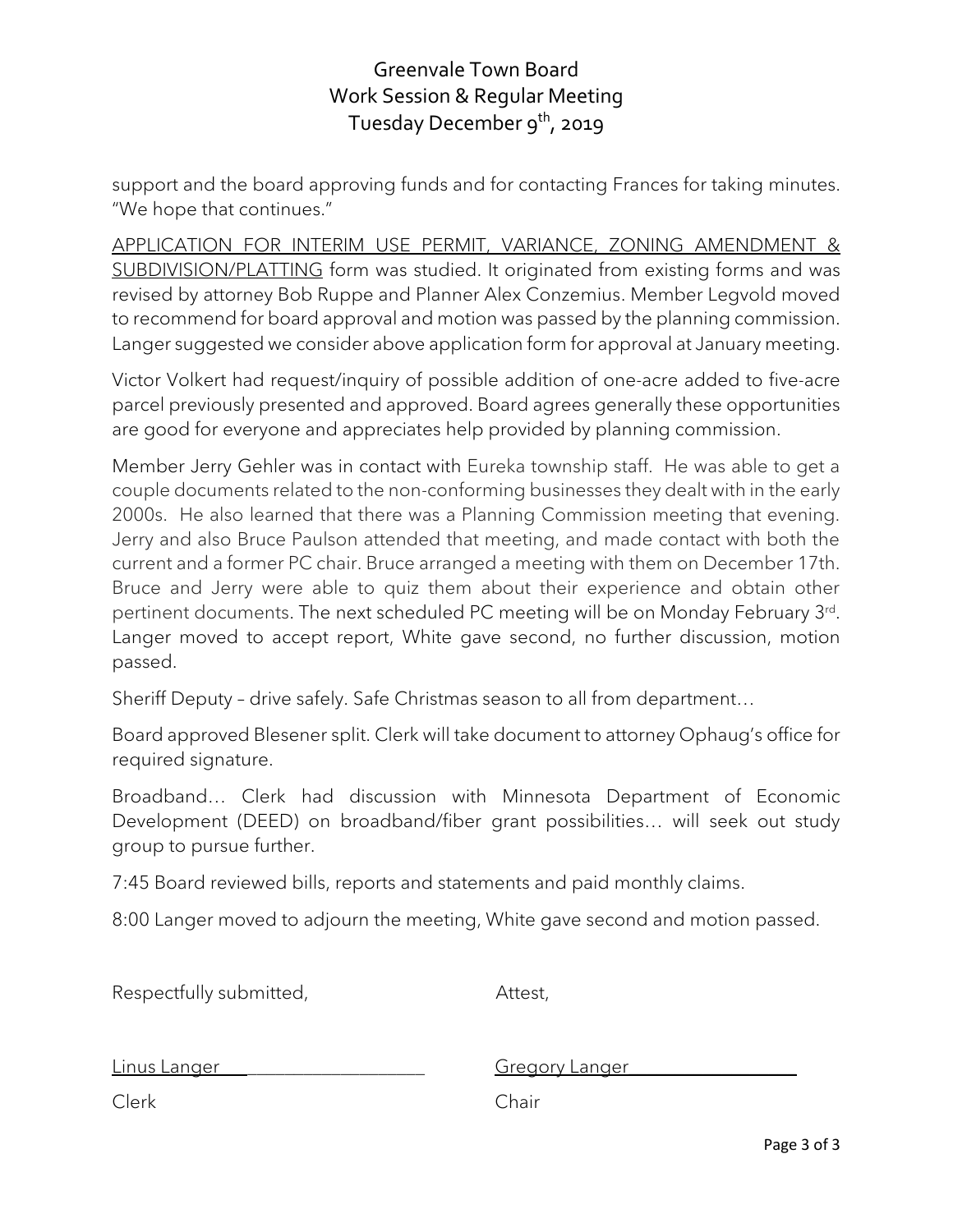support and the board approving funds and for contacting Frances for taking minutes. "We hope that continues."

APPLICATION FOR INTERIM USE PERMIT, VARIANCE, ZONING AMENDMENT & SUBDIVISION/PLATTING form was studied. It originated from existing forms and was revised by attorney Bob Ruppe and Planner Alex Conzemius. Member Legvold moved to recommend for board approval and motion was passed by the planning commission. Langer suggested we consider above application form for approval at January meeting.

Victor Volkert had request/inquiry of possible addition of one-acre added to five-acre parcel previously presented and approved. Board agrees generally these opportunities are good for everyone and appreciates help provided by planning commission.

Member Jerry Gehler was in contact with Eureka township staff. He was able to get a couple documents related to the non-conforming businesses they dealt with in the early 2000s. He also learned that there was a Planning Commission meeting that evening. Jerry and also Bruce Paulson attended that meeting, and made contact with both the current and a former PC chair. Bruce arranged a meeting with them on December 17th. Bruce and Jerry were able to quiz them about their experience and obtain other pertinent documents. The next scheduled PC meeting will be on Monday February 3rd. Langer moved to accept report, White gave second, no further discussion, motion passed.

Sheriff Deputy – drive safely. Safe Christmas season to all from department…

Board approved Blesener split. Clerk will take document to attorney Ophaug's office for required signature.

Broadband… Clerk had discussion with Minnesota Department of Economic Development (DEED) on broadband/fiber grant possibilities… will seek out study group to pursue further.

7:45 Board reviewed bills, reports and statements and paid monthly claims.

8:00 Langer moved to adjourn the meeting, White gave second and motion passed.

Respectfully submitted,

Linus Langer

Clerk

Attest,

Gregory Langer

Chair